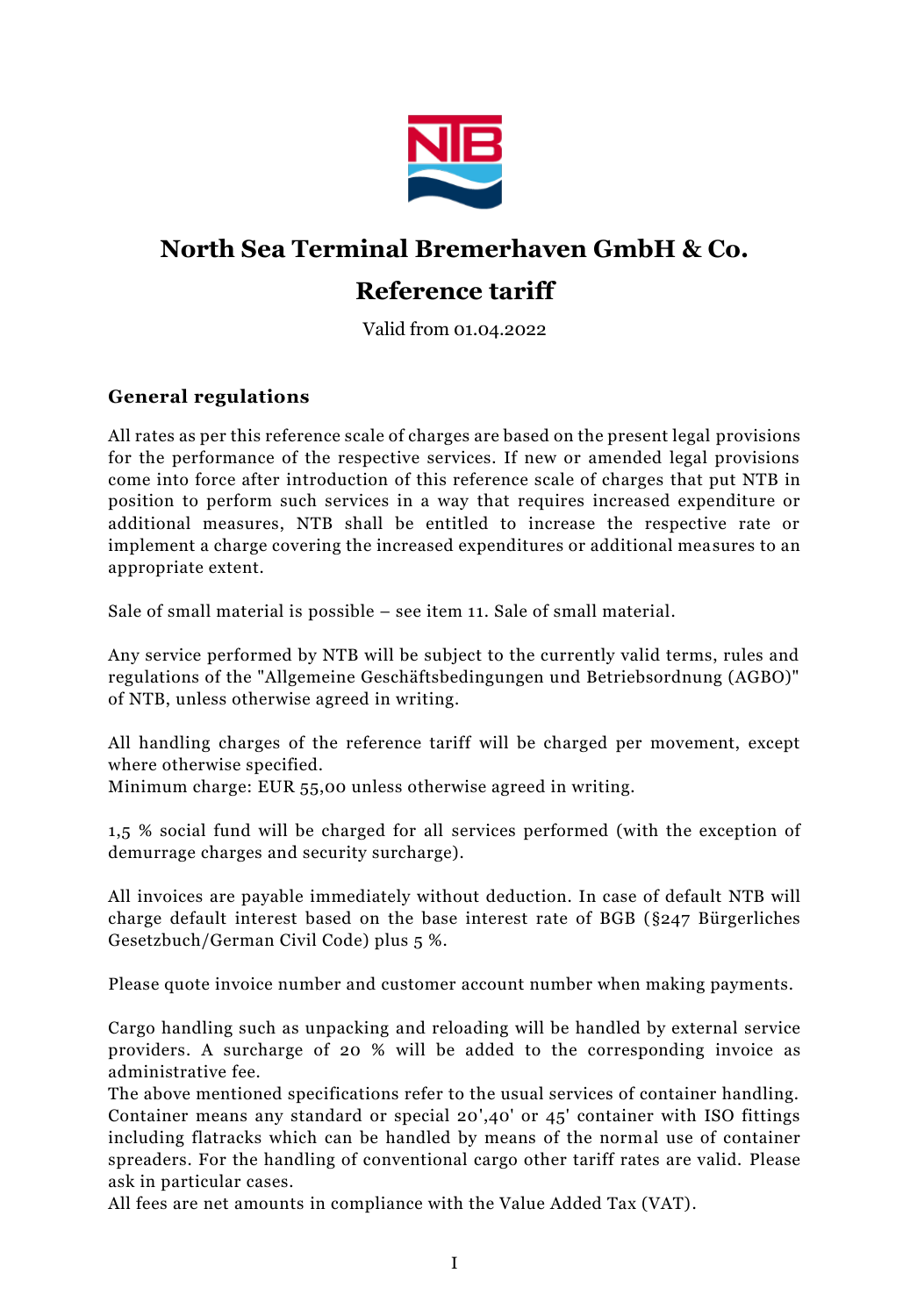# North Sea Terminal Bremerhaven GmbH & Co.

# Reference tariff

Valid from 01.04.2022

## General regulations

All rates as per this reference scale of charges are based on the present legal provisions for the performance of the respective services. If new or amended legal provisions come into force after introduction of this reference scale of charges that put NTB in position to perform such services in a way that requires increased expenditure or additional measures, NTB shall be entitled to increase the respective rate or implement a charge covering the increased expenditures or additional measures to an appropriate extent.

Sale of small material is possible – see item 11. Sale of small material.

Any service performed by NTB will be subject to the currently valid terms, rules and regulations of the "Allgemeine Geschäftsbedingungen und Betriebsordnung (AGBO)" of NTB, unless otherwise agreed in writing.

All handling charges of the reference tariff will be charged per movement, except where otherwise specified.
Minimum charge: EUR 55,00 unless otherwise agreed in writing.

1,5 % social fund will be charged for all services performed (with the exception of demurrage charges and security surcharge).

All invoices are payable immediately without deduction. In case of default NTB will charge default interest based on the base interest rate of BGB (§247 Bürgerliches Gesetzbuch/German Civil Code) plus 5 %.

Please quote invoice number and customer account number when making payments.

Cargo handling such as unpacking and reloading will be handled by external service providers. A surcharge of 20 % will be added to the corresponding invoice as administrative fee.
The above mentioned specifications refer to the usual services of container handling. Container means any standard or special 20',40' or 45' container with ISO fittings including flatracks which can be handled by means of the normal use of container spreaders. For the handling of conventional cargo other tariff rates are valid. Please ask in particular cases.
All fees are net amounts in compliance with the Value Added Tax (VAT).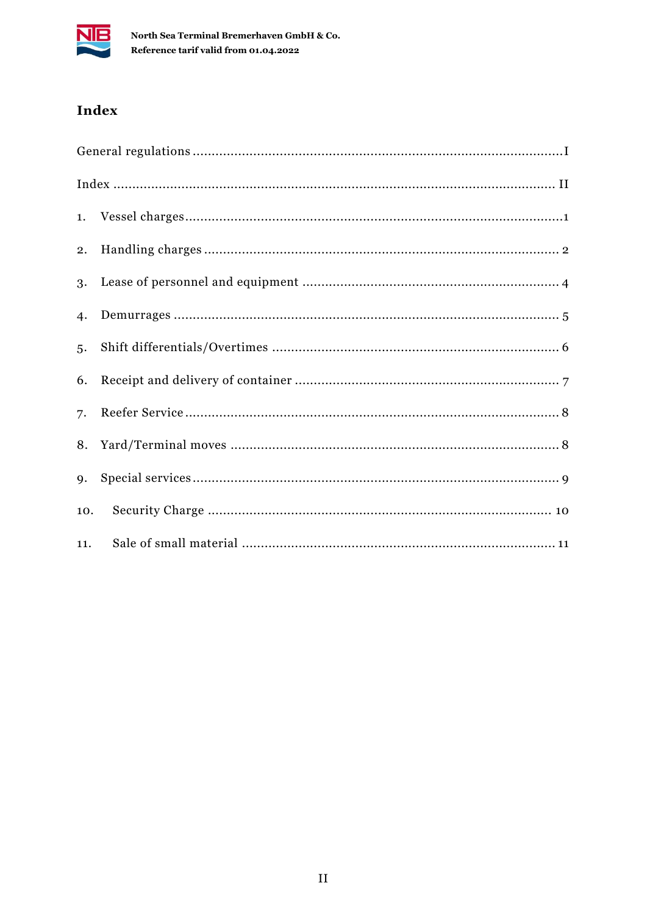# Index

General regulations ..........I

Index .......... II

1. Vessel charges..........1
2. Handling charges .......... 2
3. Lease of personnel and equipment .......... 4
4. Demurrages .......... 5
5. Shift differentials/Overtimes .......... 6
6. Receipt and delivery of container .......... 7
7. Reefer Service .......... 8
8. Yard/Terminal moves .......... 8
9. Special services .......... 9
10. Security Charge .......... 10
11. Sale of small material .......... 11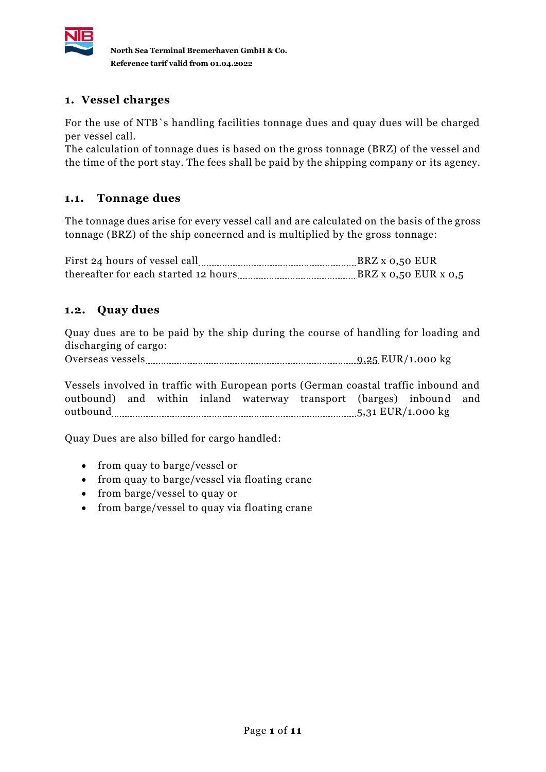North Sea Terminal Bremerhaven GmbH & Co.
Reference tarif valid from 01.04.2022

# 1. Vessel charges

For the use of NTB`s handling facilities tonnage dues and quay dues will be charged per vessel call.
The calculation of tonnage dues is based on the gross tonnage (BRZ) of the vessel and the time of the port stay. The fees shall be paid by the shipping company or its agency.

## 1.1. Tonnage dues

The tonnage dues arise for every vessel call and are calculated on the basis of the gross tonnage (BRZ) of the ship concerned and is multiplied by the gross tonnage:

First 24 hours of vessel call ........................................ BRZ x 0,50 EUR
thereafter for each started 12 hours ............................ BRZ x 0,50 EUR x 0,5

## 1.2. Quay dues

Quay dues are to be paid by the ship during the course of handling for loading and discharging of cargo:
Overseas vessels ........................................................ 9,25 EUR/1.000 kg

Vessels involved in traffic with European ports (German coastal traffic inbound and outbound) and within inland waterway transport (barges) inbound and outbound ........................................................ 5,31 EUR/1.000 kg

Quay Dues are also billed for cargo handled:

- from quay to barge/vessel or
- from quay to barge/vessel via floating crane
- from barge/vessel to quay or
- from barge/vessel to quay via floating crane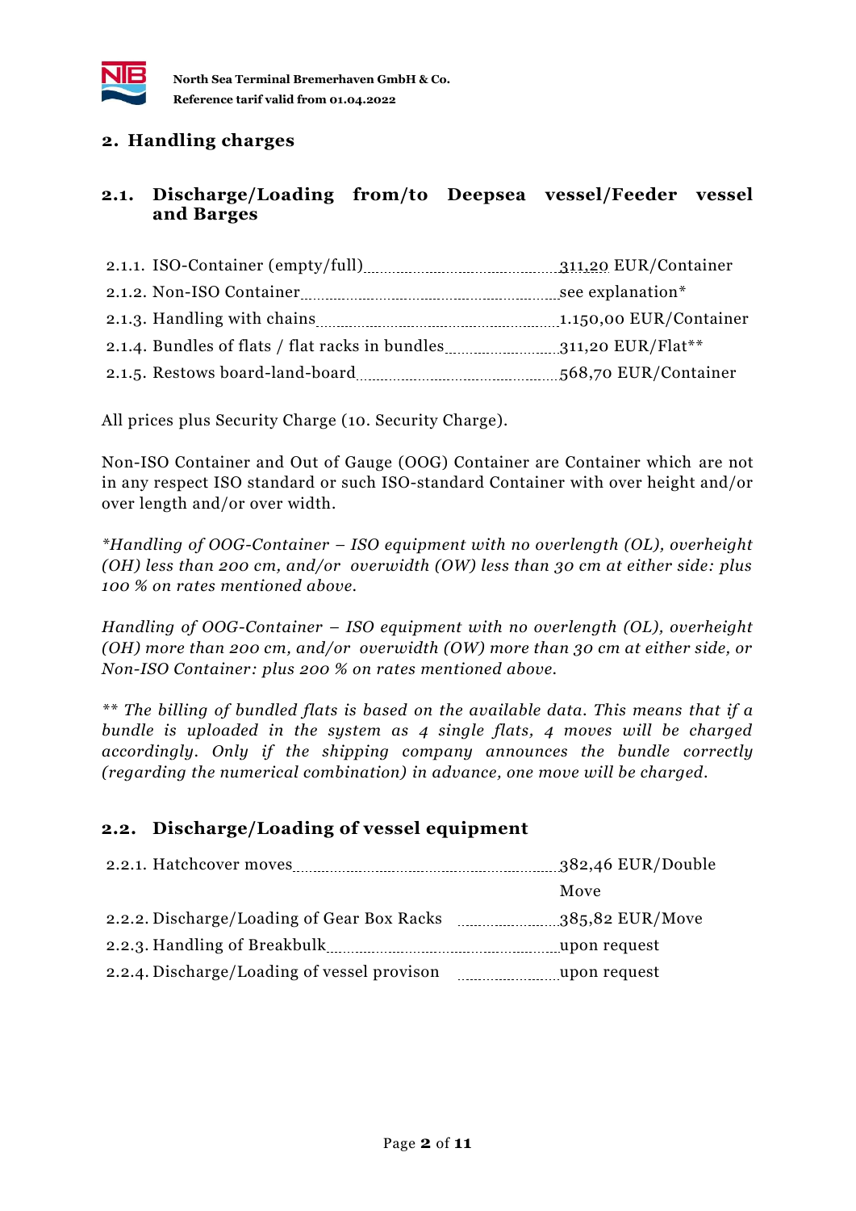## 2. Handling charges

### 2.1. Discharge/Loading from/to Deepsea vessel/Feeder vessel and Barges

| | |
|---|---|
| 2.1.1. ISO-Container (empty/full) | 311,20 EUR/Container |
| 2.1.2. Non-ISO Container | see explanation* |
| 2.1.3. Handling with chains | 1.150,00 EUR/Container |
| 2.1.4. Bundles of flats / flat racks in bundles | 311,20 EUR/Flat** |
| 2.1.5. Restows board-land-board | 568,70 EUR/Container |

All prices plus Security Charge (10. Security Charge).

Non-ISO Container and Out of Gauge (OOG) Container are Container which are not in any respect ISO standard or such ISO-standard Container with over height and/or over length and/or over width.

*\*Handling of OOG-Container – ISO equipment with no overlength (OL), overheight (OH) less than 200 cm, and/or overwidth (OW) less than 30 cm at either side: plus 100 % on rates mentioned above.*

*Handling of OOG-Container – ISO equipment with no overlength (OL), overheight (OH) more than 200 cm, and/or overwidth (OW) more than 30 cm at either side, or Non-ISO Container: plus 200 % on rates mentioned above.*

*\*\* The billing of bundled flats is based on the available data. This means that if a bundle is uploaded in the system as 4 single flats, 4 moves will be charged accordingly. Only if the shipping company announces the bundle correctly (regarding the numerical combination) in advance, one move will be charged.*

### 2.2. Discharge/Loading of vessel equipment

| | |
|---|---|
| 2.2.1. Hatchcover moves | 382,46 EUR/Double Move |
| 2.2.2. Discharge/Loading of Gear Box Racks | 385,82 EUR/Move |
| 2.2.3. Handling of Breakbulk | upon request |
| 2.2.4. Discharge/Loading of vessel provison | upon request |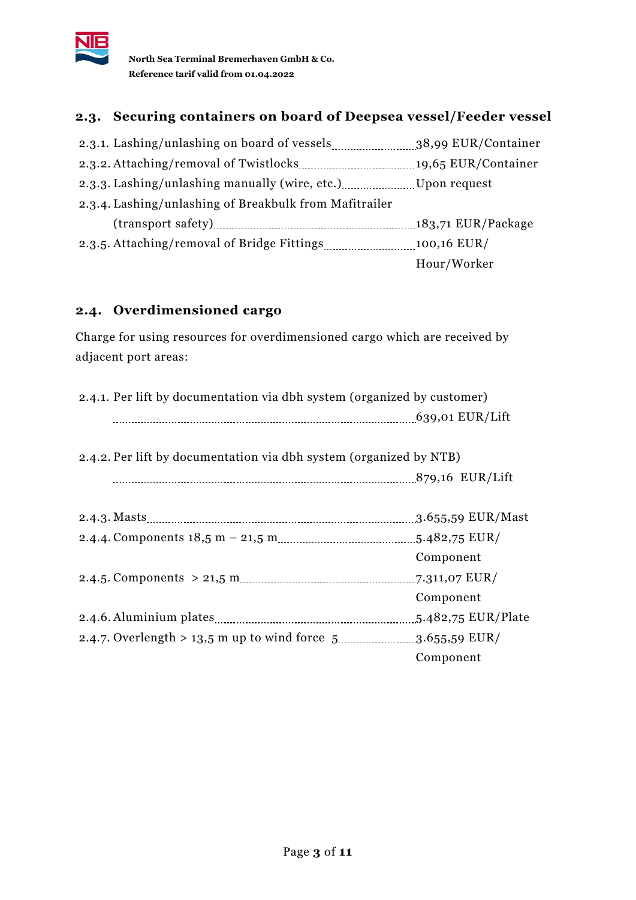## 2.3. Securing containers on board of Deepsea vessel/Feeder vessel

| | | |
|---|---|---|
| 2.3.1. | Lashing/unlashing on board of vessels | 38,99 EUR/Container |
| 2.3.2. | Attaching/removal of Twistlocks | 19,65 EUR/Container |
| 2.3.3. | Lashing/unlashing manually (wire, etc.) | Upon request |
| 2.3.4. | Lashing/unlashing of Breakbulk from Mafitrailer (transport safety) | 183,71 EUR/Package |
| 2.3.5. | Attaching/removal of Bridge Fittings | 100,16 EUR/Hour/Worker |

## 2.4. Overdimensioned cargo

Charge for using resources for overdimensioned cargo which are received by adjacent port areas:

| | | |
|---|---|---|
| 2.4.1. | Per lift by documentation via dbh system (organized by customer) | 639,01 EUR/Lift |
| 2.4.2. | Per lift by documentation via dbh system (organized by NTB) | 879,16 EUR/Lift |
| 2.4.3. | Masts | 3.655,59 EUR/Mast |
| 2.4.4. | Components 18,5 m – 21,5 m | 5.482,75 EUR/Component |
| 2.4.5. | Components > 21,5 m | 7.311,07 EUR/Component |
| 2.4.6. | Aluminium plates | 5.482,75 EUR/Plate |
| 2.4.7. | Overlength > 13,5 m up to wind force 5 | 3.655,59 EUR/Component |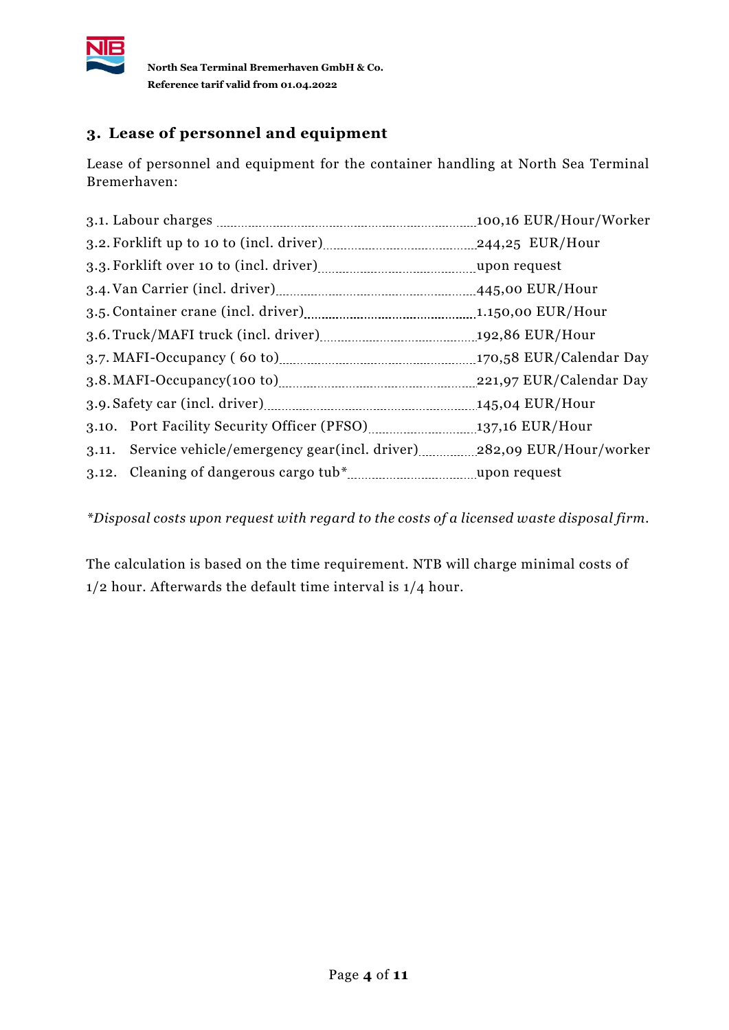## 3. Lease of personnel and equipment

Lease of personnel and equipment for the container handling at North Sea Terminal Bremerhaven:

| Item | Rate |
|---|---|
| 3.1. Labour charges | 100,16 EUR/Hour/Worker |
| 3.2. Forklift up to 10 to (incl. driver) | 244,25 EUR/Hour |
| 3.3. Forklift over 10 to (incl. driver) | upon request |
| 3.4. Van Carrier (incl. driver) | 445,00 EUR/Hour |
| 3.5. Container crane (incl. driver) | 1.150,00 EUR/Hour |
| 3.6. Truck/MAFI truck (incl. driver) | 192,86 EUR/Hour |
| 3.7. MAFI-Occupancy ( 60 to) | 170,58 EUR/Calendar Day |
| 3.8. MAFI-Occupancy(100 to) | 221,97 EUR/Calendar Day |
| 3.9. Safety car (incl. driver) | 145,04 EUR/Hour |
| 3.10. Port Facility Security Officer (PFSO) | 137,16 EUR/Hour |
| 3.11. Service vehicle/emergency gear(incl. driver) | 282,09 EUR/Hour/worker |
| 3.12. Cleaning of dangerous cargo tub* | upon request |

*\*Disposal costs upon request with regard to the costs of a licensed waste disposal firm.*

The calculation is based on the time requirement. NTB will charge minimal costs of 1/2 hour. Afterwards the default time interval is 1/4 hour.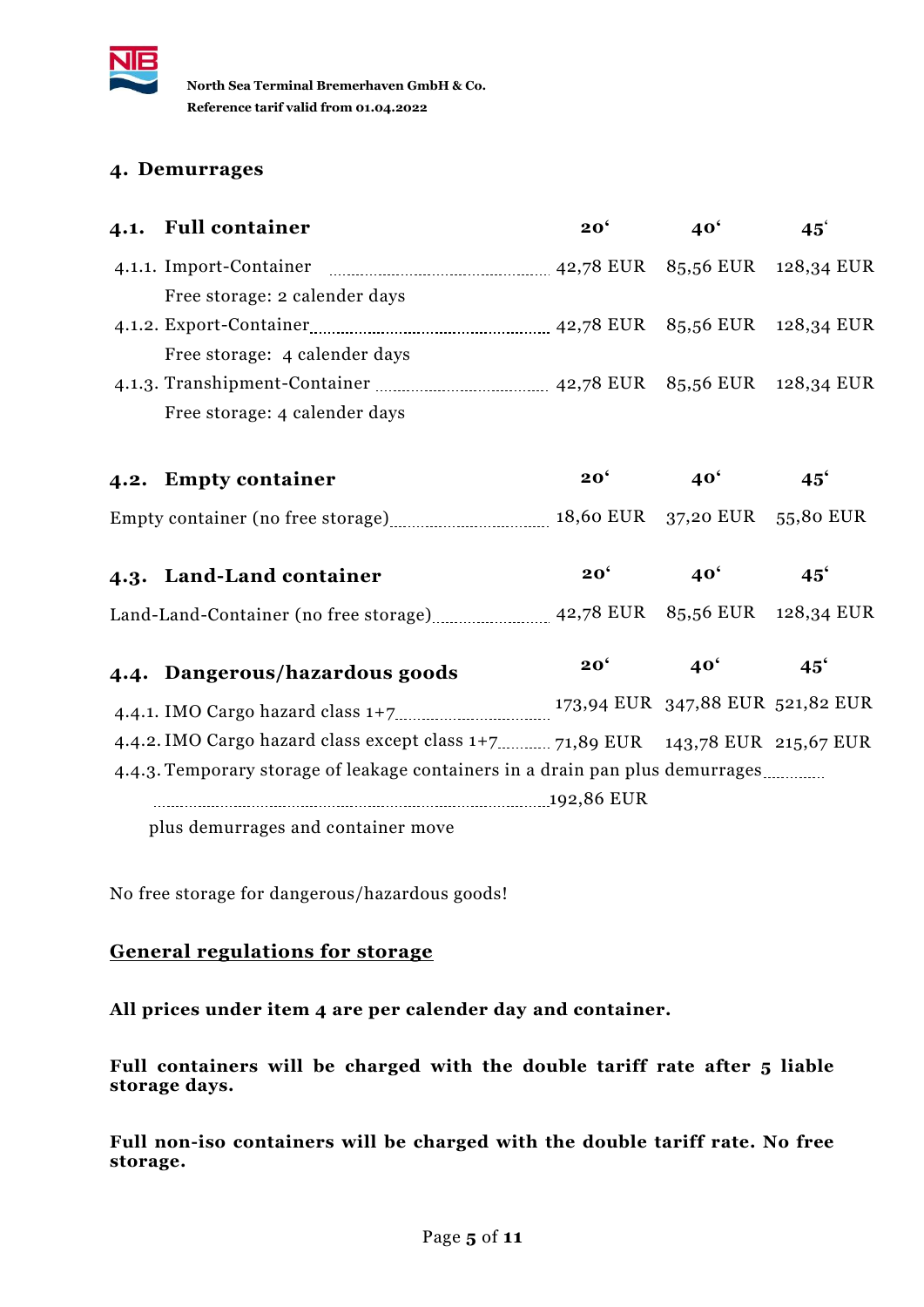## 4. Demurrages

### 4.1. Full container

| | 20' | 40' | 45' |
|---|---|---|---|
| 4.1.1. Import-Container | 42,78 EUR | 85,56 EUR | 128,34 EUR |
| Free storage: 2 calender days | | | |
| 4.1.2. Export-Container | 42,78 EUR | 85,56 EUR | 128,34 EUR |
| Free storage: 4 calender days | | | |
| 4.1.3. Transhipment-Container | 42,78 EUR | 85,56 EUR | 128,34 EUR |
| Free storage: 4 calender days | | | |

### 4.2. Empty container

| | 20' | 40' | 45' |
|---|---|---|---|
| Empty container (no free storage) | 18,60 EUR | 37,20 EUR | 55,80 EUR |

### 4.3. Land-Land container

| | 20' | 40' | 45' |
|---|---|---|---|
| Land-Land-Container (no free storage) | 42,78 EUR | 85,56 EUR | 128,34 EUR |

### 4.4. Dangerous/hazardous goods

| | 20' | 40' | 45' |
|---|---|---|---|
| 4.4.1. IMO Cargo hazard class 1+7 | 173,94 EUR | 347,88 EUR | 521,82 EUR |
| 4.4.2. IMO Cargo hazard class except class 1+7 | 71,89 EUR | 143,78 EUR | 215,67 EUR |

4.4.3. Temporary storage of leakage containers in a drain pan plus demurrages ..... 192,86 EUR

plus demurrages and container move

No free storage for dangerous/hazardous goods!

## General regulations for storage

**All prices under item 4 are per calender day and container.**

**Full containers will be charged with the double tariff rate after 5 liable storage days.**

**Full non-iso containers will be charged with the double tariff rate. No free storage.**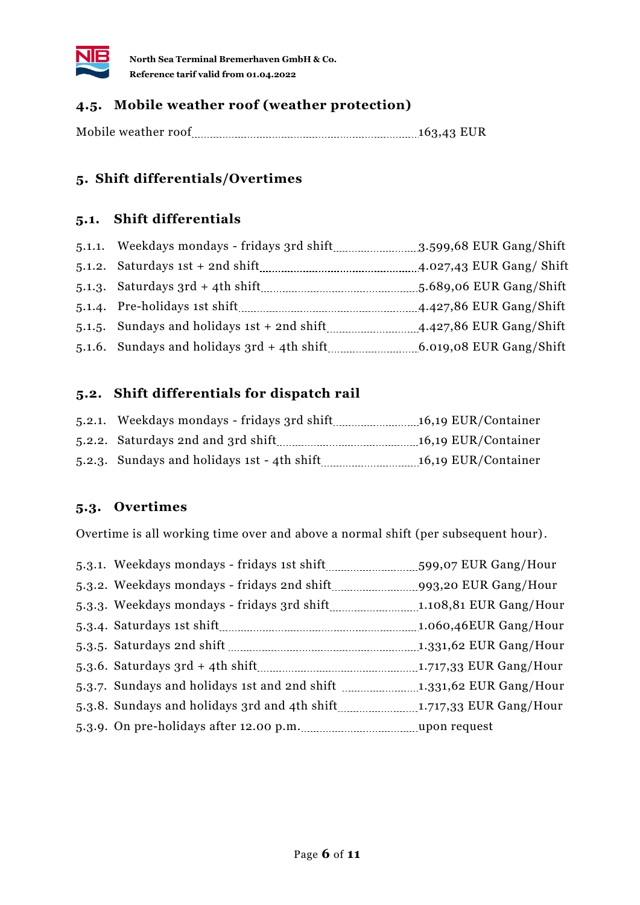## 4.5. Mobile weather roof (weather protection)

Mobile weather roof ........ 163,43 EUR

# 5. Shift differentials/Overtimes

## 5.1. Shift differentials

5.1.1. Weekdays mondays - fridays 3rd shift ........ 3.599,68 EUR Gang/Shift
5.1.2. Saturdays 1st + 2nd shift ........ 4.027,43 EUR Gang/ Shift
5.1.3. Saturdays 3rd + 4th shift ........ 5.689,06 EUR Gang/Shift
5.1.4. Pre-holidays 1st shift ........ 4.427,86 EUR Gang/Shift
5.1.5. Sundays and holidays 1st + 2nd shift ........ 4.427,86 EUR Gang/Shift
5.1.6. Sundays and holidays 3rd + 4th shift ........ 6.019,08 EUR Gang/Shift

## 5.2. Shift differentials for dispatch rail

5.2.1. Weekdays mondays - fridays 3rd shift ........ 16,19 EUR/Container
5.2.2. Saturdays 2nd and 3rd shift ........ 16,19 EUR/Container
5.2.3. Sundays and holidays 1st - 4th shift ........ 16,19 EUR/Container

## 5.3. Overtimes

Overtime is all working time over and above a normal shift (per subsequent hour).

5.3.1. Weekdays mondays - fridays 1st shift ........ 599,07 EUR Gang/Hour
5.3.2. Weekdays mondays - fridays 2nd shift ........ 993,20 EUR Gang/Hour
5.3.3. Weekdays mondays - fridays 3rd shift ........ 1.108,81 EUR Gang/Hour
5.3.4. Saturdays 1st shift ........ 1.060,46EUR Gang/Hour
5.3.5. Saturdays 2nd shift ........ 1.331,62 EUR Gang/Hour
5.3.6. Saturdays 3rd + 4th shift ........ 1.717,33 EUR Gang/Hour
5.3.7. Sundays and holidays 1st and 2nd shift ........ 1.331,62 EUR Gang/Hour
5.3.8. Sundays and holidays 3rd and 4th shift ........ 1.717,33 EUR Gang/Hour
5.3.9. On pre-holidays after 12.00 p.m. ........ upon request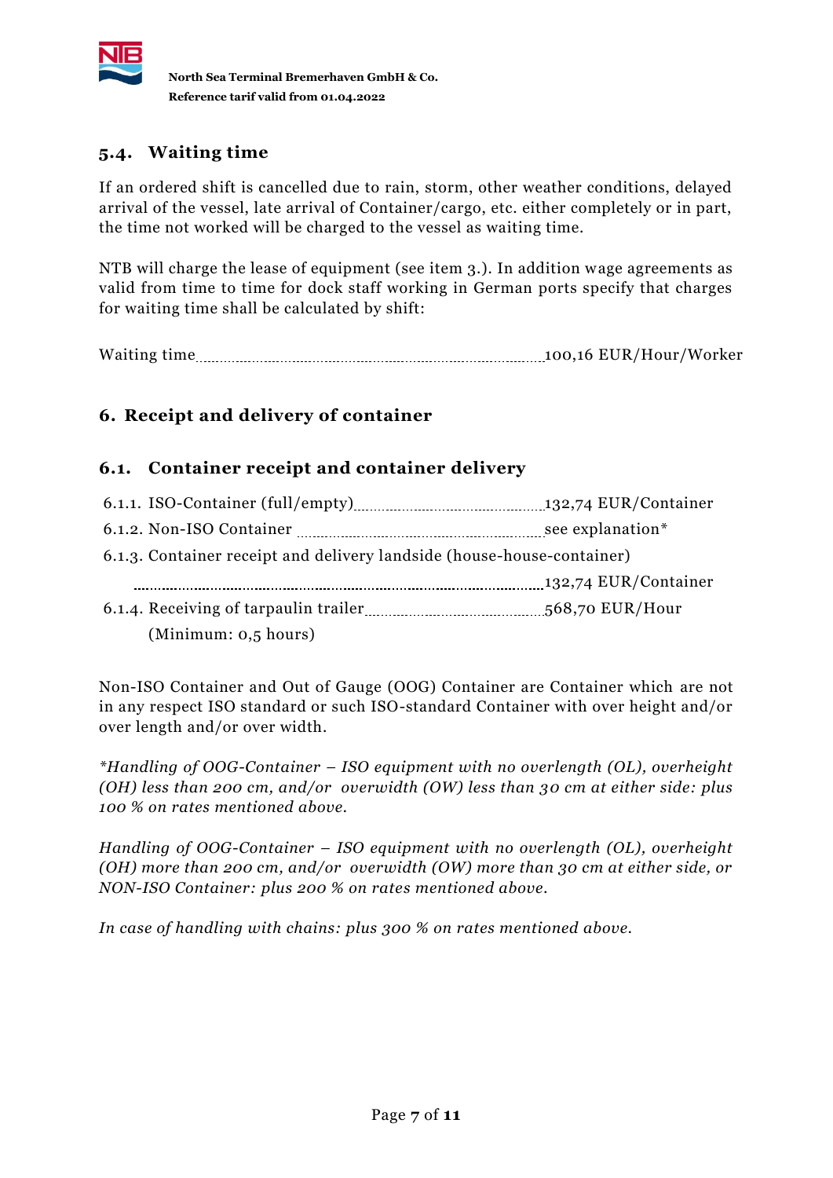## 5.4. Waiting time

If an ordered shift is cancelled due to rain, storm, other weather conditions, delayed arrival of the vessel, late arrival of Container/cargo, etc. either completely or in part, the time not worked will be charged to the vessel as waiting time.

NTB will charge the lease of equipment (see item 3.). In addition wage agreements as valid from time to time for dock staff working in German ports specify that charges for waiting time shall be calculated by shift:

Waiting time .......... 100,16 EUR/Hour/Worker

# 6. Receipt and delivery of container

## 6.1. Container receipt and container delivery

6.1.1. ISO-Container (full/empty) .......... 132,74 EUR/Container

6.1.2. Non-ISO Container .......... see explanation*

6.1.3. Container receipt and delivery landside (house-house-container)

.......... 132,74 EUR/Container

6.1.4. Receiving of tarpaulin trailer .......... 568,70 EUR/Hour

(Minimum: 0,5 hours)

Non-ISO Container and Out of Gauge (OOG) Container are Container which are not in any respect ISO standard or such ISO-standard Container with over height and/or over length and/or over width.

**Handling of OOG-Container – ISO equipment with no overlength (OL), overheight (OH) less than 200 cm, and/or overwidth (OW) less than 30 cm at either side: plus 100 % on rates mentioned above.*

*Handling of OOG-Container – ISO equipment with no overlength (OL), overheight (OH) more than 200 cm, and/or overwidth (OW) more than 30 cm at either side, or NON-ISO Container: plus 200 % on rates mentioned above.*

*In case of handling with chains: plus 300 % on rates mentioned above.*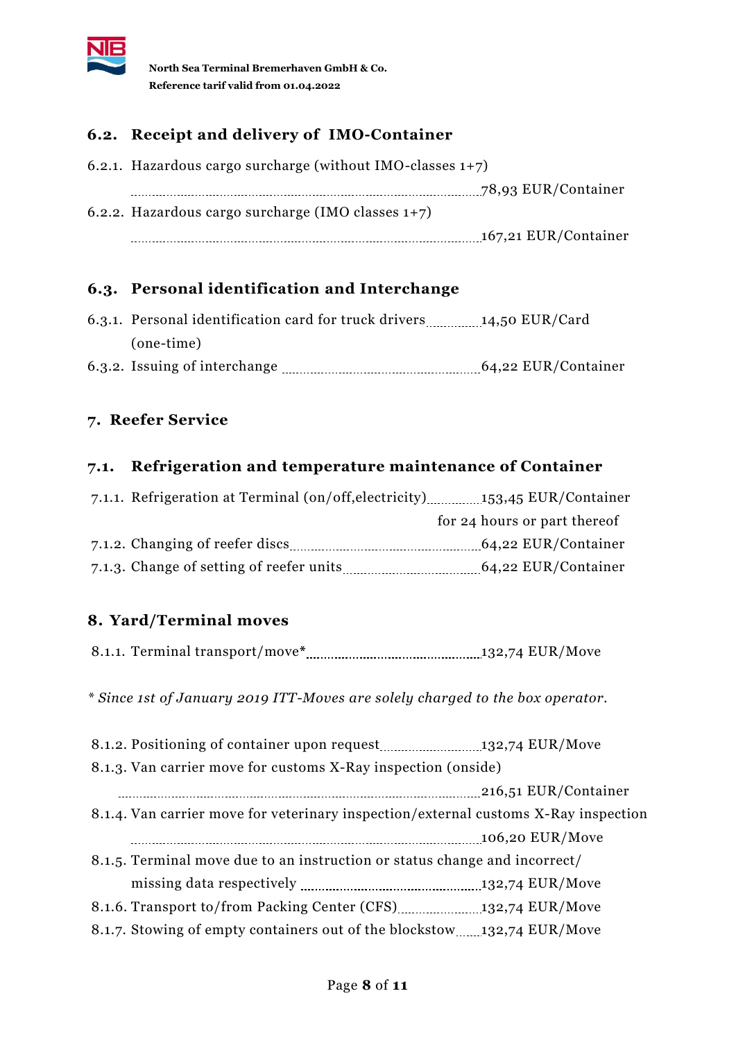## 6.2. Receipt and delivery of IMO-Container

6.2.1. Hazardous cargo surcharge (without IMO-classes 1+7) ........ 78,93 EUR/Container

6.2.2. Hazardous cargo surcharge (IMO classes 1+7) ........ 167,21 EUR/Container

## 6.3. Personal identification and Interchange

6.3.1. Personal identification card for truck drivers (one-time) ........ 14,50 EUR/Card

6.3.2. Issuing of interchange ........ 64,22 EUR/Container

# 7. Reefer Service

## 7.1. Refrigeration and temperature maintenance of Container

7.1.1. Refrigeration at Terminal (on/off,electricity) ........ 153,45 EUR/Container for 24 hours or part thereof

7.1.2. Changing of reefer discs ........ 64,22 EUR/Container

7.1.3. Change of setting of reefer units ........ 64,22 EUR/Container

# 8. Yard/Terminal moves

8.1.1. Terminal transport/move* ........ 132,74 EUR/Move

*\* Since 1st of January 2019 ITT-Moves are solely charged to the box operator.*

8.1.2. Positioning of container upon request ........ 132,74 EUR/Move

8.1.3. Van carrier move for customs X-Ray inspection (onside) ........ 216,51 EUR/Container

8.1.4. Van carrier move for veterinary inspection/external customs X-Ray inspection ........ 106,20 EUR/Move

8.1.5. Terminal move due to an instruction or status change and incorrect/ missing data respectively ........ 132,74 EUR/Move

8.1.6. Transport to/from Packing Center (CFS) ........ 132,74 EUR/Move

8.1.7. Stowing of empty containers out of the blockstow ........ 132,74 EUR/Move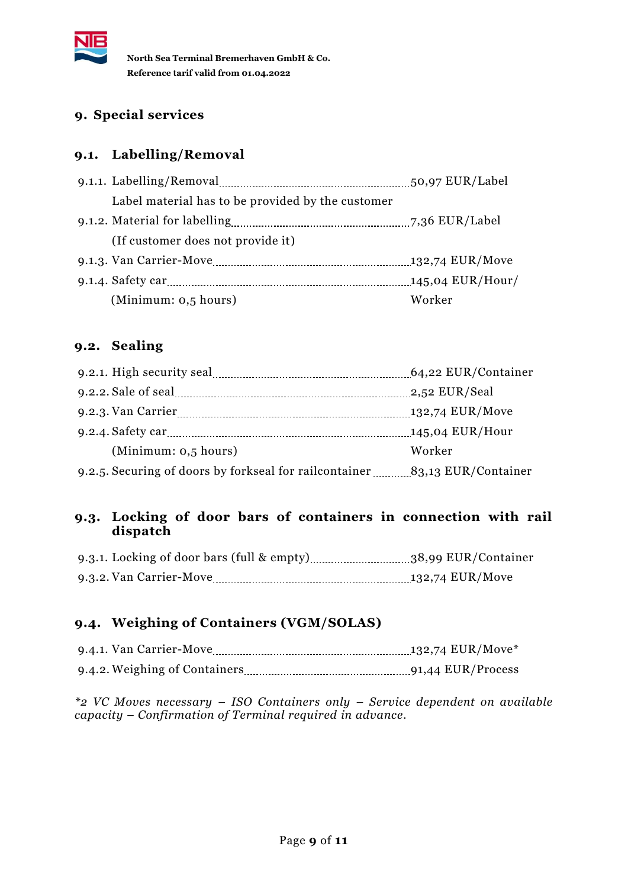# 9. Special services

## 9.1. Labelling/Removal

| | |
|---|---|
| 9.1.1. Labelling/Removal | 50,97 EUR/Label |
| Label material has to be provided by the customer | |
| 9.1.2. Material for labelling | 7,36 EUR/Label |
| (If customer does not provide it) | |
| 9.1.3. Van Carrier-Move | 132,74 EUR/Move |
| 9.1.4. Safety car | 145,04 EUR/Hour/ |
| (Minimum: 0,5 hours) | Worker |

## 9.2. Sealing

| | |
|---|---|
| 9.2.1. High security seal | 64,22 EUR/Container |
| 9.2.2. Sale of seal | 2,52 EUR/Seal |
| 9.2.3. Van Carrier | 132,74 EUR/Move |
| 9.2.4. Safety car | 145,04 EUR/Hour |
| (Minimum: 0,5 hours) | Worker |
| 9.2.5. Securing of doors by forkseal for railcontainer | 83,13 EUR/Container |

## 9.3. Locking of door bars of containers in connection with rail dispatch

| | |
|---|---|
| 9.3.1. Locking of door bars (full & empty) | 38,99 EUR/Container |
| 9.3.2. Van Carrier-Move | 132,74 EUR/Move |

## 9.4. Weighing of Containers (VGM/SOLAS)

| | |
|---|---|
| 9.4.1. Van Carrier-Move | 132,74 EUR/Move* |
| 9.4.2. Weighing of Containers | 91,44 EUR/Process |

*\*2 VC Moves necessary – ISO Containers only – Service dependent on available capacity – Confirmation of Terminal required in advance.*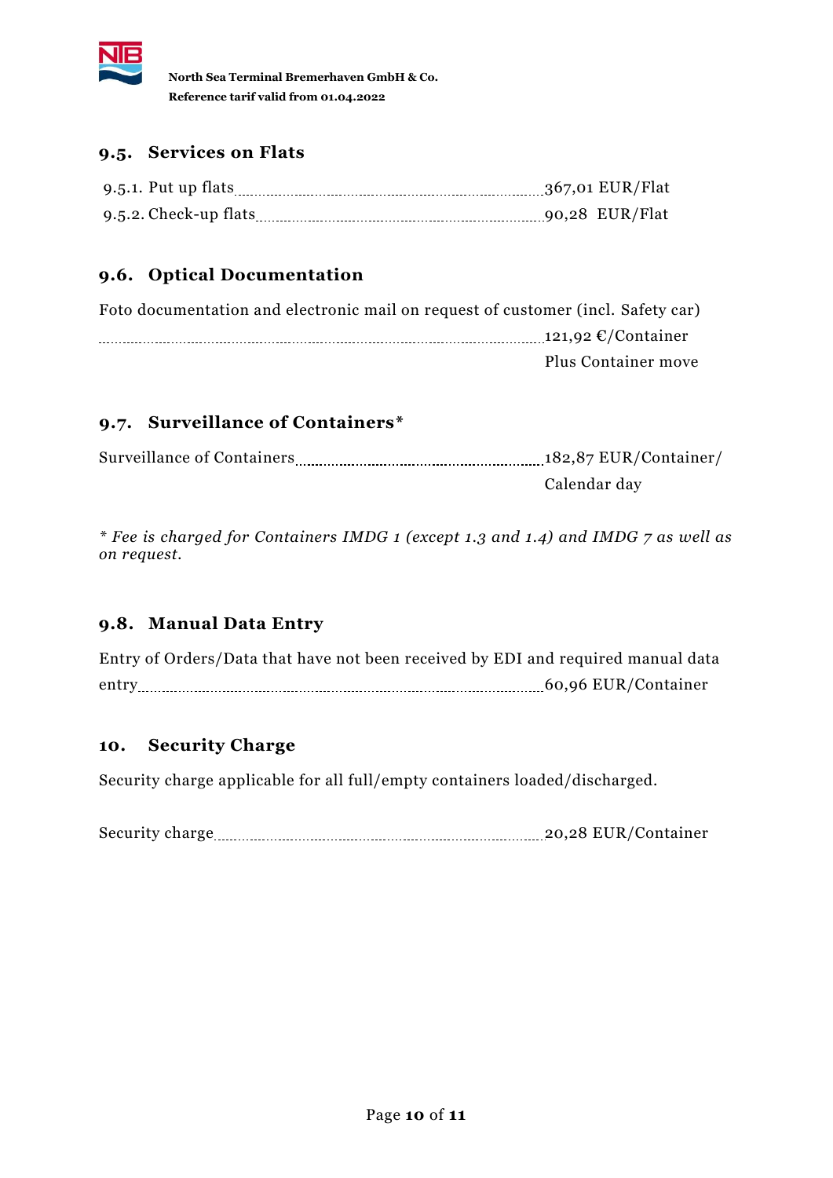## 9.5. Services on Flats

9.5.1. Put up flats ........................................ 367,01 EUR/Flat
9.5.2. Check-up flats ........................................ 90,28 EUR/Flat

## 9.6. Optical Documentation

Foto documentation and electronic mail on request of customer (incl. Safety car)
........................................ 121,92 €/Container
Plus Container move

## 9.7. Surveillance of Containers*

Surveillance of Containers ........................................ 182,87 EUR/Container/ Calendar day

*\* Fee is charged for Containers IMDG 1 (except 1.3 and 1.4) and IMDG 7 as well as on request.*

## 9.8. Manual Data Entry

Entry of Orders/Data that have not been received by EDI and required manual data entry ........................................ 60,96 EUR/Container

## 10. Security Charge

Security charge applicable for all full/empty containers loaded/discharged.

Security charge ........................................ 20,28 EUR/Container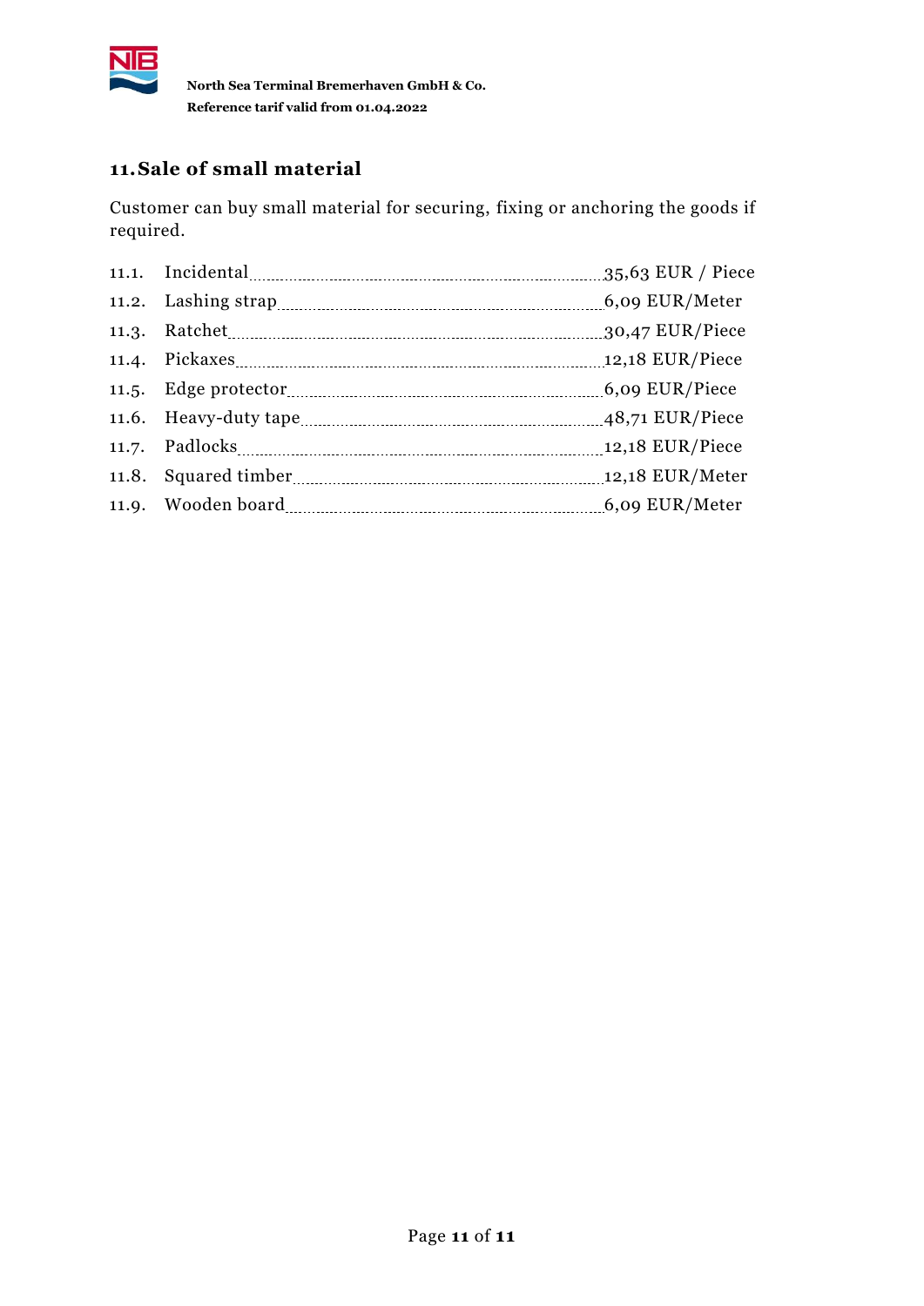## 11. Sale of small material

Customer can buy small material for securing, fixing or anchoring the goods if required.

| | | |
|---|---|---|
| 11.1. | Incidental | 35,63 EUR / Piece |
| 11.2. | Lashing strap | 6,09 EUR/Meter |
| 11.3. | Ratchet | 30,47 EUR/Piece |
| 11.4. | Pickaxes | 12,18 EUR/Piece |
| 11.5. | Edge protector | 6,09 EUR/Piece |
| 11.6. | Heavy-duty tape | 48,71 EUR/Piece |
| 11.7. | Padlocks | 12,18 EUR/Piece |
| 11.8. | Squared timber | 12,18 EUR/Meter |
| 11.9. | Wooden board | 6,09 EUR/Meter |